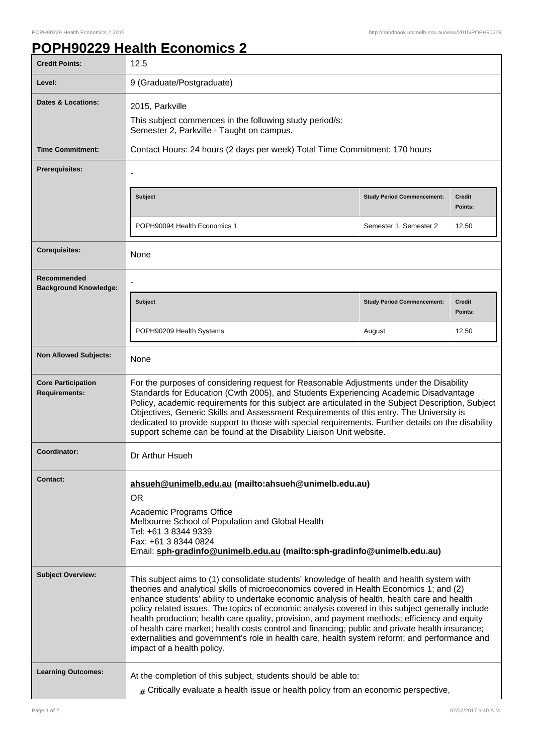# POPH90229 Health Economics 2

| | |
|---|---|
| **Credit Points:** | 12.5 |
| **Level:** | 9 (Graduate/Postgraduate) |
| **Dates & Locations:** | 2015, Parkville<br>This subject commences in the following study period/s:<br>Semester 2, Parkville - Taught on campus. |
| **Time Commitment:** | Contact Hours: 24 hours (2 days per week) Total Time Commitment: 170 hours |
| **Prerequisites:** | - |
| **Corequisites:** | None |
| **Recommended Background Knowledge:** | - |
| **Non Allowed Subjects:** | None |
| **Core Participation Requirements:** | For the purposes of considering request for Reasonable Adjustments under the Disability Standards for Education (Cwth 2005), and Students Experiencing Academic Disadvantage Policy, academic requirements for this subject are articulated in the Subject Description, Subject Objectives, Generic Skills and Assessment Requirements of this entry. The University is dedicated to provide support to those with special requirements. Further details on the disability support scheme can be found at the Disability Liaison Unit website. |
| **Coordinator:** | Dr Arthur Hsueh |
| **Contact:** | **ahsueh@unimelb.edu.au (mailto:ahsueh@unimelb.edu.au)**<br>OR<br>Academic Programs Office<br>Melbourne School of Population and Global Health<br>Tel: +61 3 8344 9339<br>Fax: +61 3 8344 0824<br>Email: **sph-gradinfo@unimelb.edu.au (mailto:sph-gradinfo@unimelb.edu.au)** |
| **Subject Overview:** | This subject aims to (1) consolidate students' knowledge of health and health system with theories and analytical skills of microeconomics covered in Health Economics 1; and (2) enhance students' ability to undertake economic analysis of health, health care and health policy related issues. The topics of economic analysis covered in this subject generally include health production; health care quality, provision, and payment methods; efficiency and equity of health care market; health costs control and financing; public and private health insurance; externalities and government's role in health care, health system reform; and performance and impact of a health policy. |
| **Learning Outcomes:** | At the completion of this subject, students should be able to:<br># Critically evaluate a health issue or health policy from an economic perspective, |

**Prerequisites:**

| Subject | Study Period Commencement: | Credit Points: |
|---|---|---|
| POPH90094 Health Economics 1 | Semester 1, Semester 2 | 12.50 |

**Recommended Background Knowledge:**

| Subject | Study Period Commencement: | Credit Points: |
|---|---|---|
| POPH90209 Health Systems | August | 12.50 |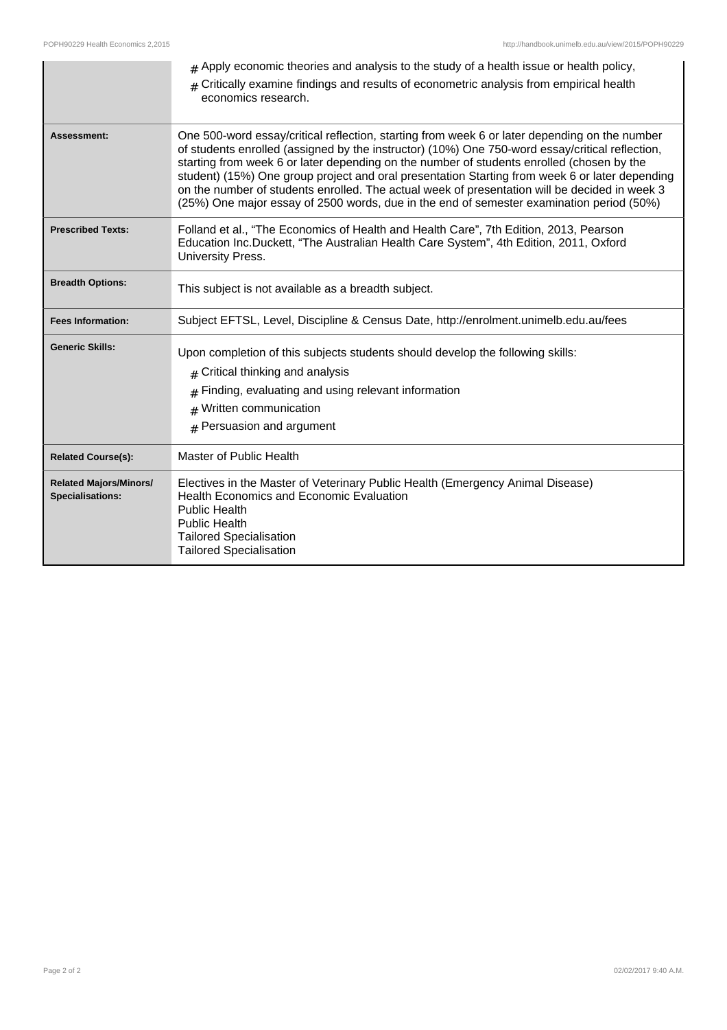| | |
|---|---|
| | # Apply economic theories and analysis to the study of a health issue or health policy,<br># Critically examine findings and results of econometric analysis from empirical health economics research. |
| **Assessment:** | One 500-word essay/critical reflection, starting from week 6 or later depending on the number of students enrolled (assigned by the instructor) (10%) One 750-word essay/critical reflection, starting from week 6 or later depending on the number of students enrolled (chosen by the student) (15%) One group project and oral presentation Starting from week 6 or later depending on the number of students enrolled. The actual week of presentation will be decided in week 3 (25%) One major essay of 2500 words, due in the end of semester examination period (50%) |
| **Prescribed Texts:** | Folland et al., "The Economics of Health and Health Care", 7th Edition, 2013, Pearson Education Inc.Duckett, "The Australian Health Care System", 4th Edition, 2011, Oxford University Press. |
| **Breadth Options:** | This subject is not available as a breadth subject. |
| **Fees Information:** | Subject EFTSL, Level, Discipline & Census Date, http://enrolment.unimelb.edu.au/fees |
| **Generic Skills:** | Upon completion of this subjects students should develop the following skills:<br># Critical thinking and analysis<br># Finding, evaluating and using relevant information<br># Written communication<br># Persuasion and argument |
| **Related Course(s):** | Master of Public Health |
| **Related Majors/Minors/ Specialisations:** | Electives in the Master of Veterinary Public Health (Emergency Animal Disease)<br>Health Economics and Economic Evaluation<br>Public Health<br>Public Health<br>Tailored Specialisation<br>Tailored Specialisation |